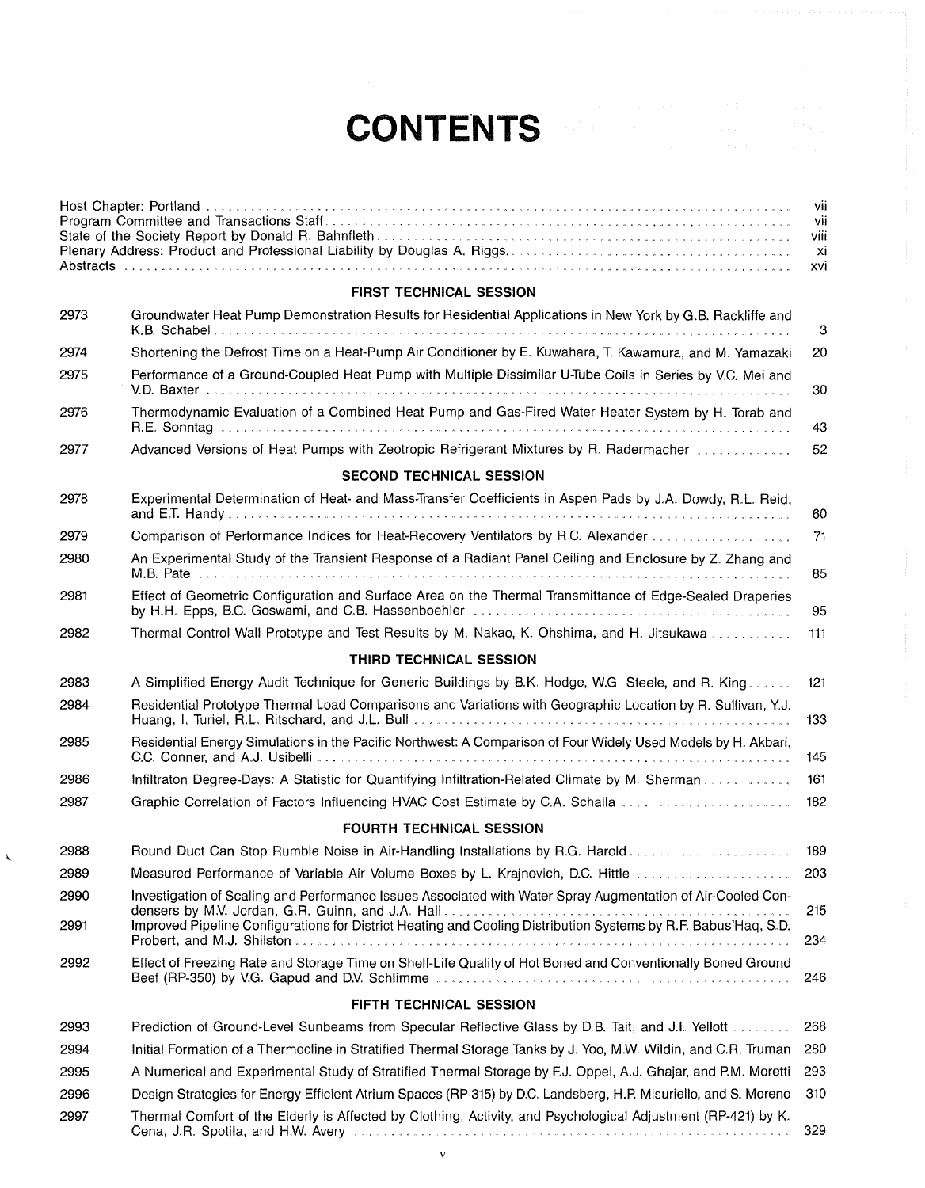# CONTENTS

| | |
|---|---|
| Host Chapter: Portland | vii |
| Program Committee and Transactions Staff | vii |
| State of the Society Report by Donald R. Bahnfleth | viii |
| Plenary Address: Product and Professional Liability by Douglas A. Riggs | xi |
| Abstracts | xvi |

## FIRST TECHNICAL SESSION

| | | |
|---|---|---|
| 2973 | Groundwater Heat Pump Demonstration Results for Residential Applications in New York by G.B. Rackliffe and K.B. Schabel | 3 |
| 2974 | Shortening the Defrost Time on a Heat-Pump Air Conditioner by E. Kuwahara, T. Kawamura, and M. Yamazaki | 20 |
| 2975 | Performance of a Ground-Coupled Heat Pump with Multiple Dissimilar U-Tube Coils in Series by V.C. Mei and V.D. Baxter | 30 |
| 2976 | Thermodynamic Evaluation of a Combined Heat Pump and Gas-Fired Water Heater System by H. Torab and R.E. Sonntag | 43 |
| 2977 | Advanced Versions of Heat Pumps with Zeotropic Refrigerant Mixtures by R. Radermacher | 52 |

## SECOND TECHNICAL SESSION

| | | |
|---|---|---|
| 2978 | Experimental Determination of Heat- and Mass-Transfer Coefficients in Aspen Pads by J.A. Dowdy, R.L. Reid, and E.T. Handy | 60 |
| 2979 | Comparison of Performance Indices for Heat-Recovery Ventilators by R.C. Alexander | 71 |
| 2980 | An Experimental Study of the Transient Response of a Radiant Panel Ceiling and Enclosure by Z. Zhang and M.B. Pate | 85 |
| 2981 | Effect of Geometric Configuration and Surface Area on the Thermal Transmittance of Edge-Sealed Draperies by H.H. Epps, B.C. Goswami, and C.B. Hassenboehler | 95 |
| 2982 | Thermal Control Wall Prototype and Test Results by M. Nakao, K. Ohshima, and H. Jitsukawa | 111 |

## THIRD TECHNICAL SESSION

| | | |
|---|---|---|
| 2983 | A Simplified Energy Audit Technique for Generic Buildings by B.K. Hodge, W.G. Steele, and R. King | 121 |
| 2984 | Residential Prototype Thermal Load Comparisons and Variations with Geographic Location by R. Sullivan, Y.J. Huang, I. Turiel, R.L. Ritschard, and J.L. Bull | 133 |
| 2985 | Residential Energy Simulations in the Pacific Northwest: A Comparison of Four Widely Used Models by H. Akbari, C.C. Conner, and A.J. Usibelli | 145 |
| 2986 | Infiltraton Degree-Days: A Statistic for Quantifying Infiltration-Related Climate by M. Sherman | 161 |
| 2987 | Graphic Correlation of Factors Influencing HVAC Cost Estimate by C.A. Schalla | 182 |

## FOURTH TECHNICAL SESSION

| | | |
|---|---|---|
| 2988 | Round Duct Can Stop Rumble Noise in Air-Handling Installations by R.G. Harold | 189 |
| 2989 | Measured Performance of Variable Air Volume Boxes by L. Krajnovich, D.C. Hittle | 203 |
| 2990 | Investigation of Scaling and Performance Issues Associated with Water Spray Augmentation of Air-Cooled Condensers by M.V. Jordan, G.R. Guinn, and J.A. Hall | 215 |
| 2991 | Improved Pipeline Configurations for District Heating and Cooling Distribution Systems by R.F. Babus'Haq, S.D. Probert, and M.J. Shilston | 234 |
| 2992 | Effect of Freezing Rate and Storage Time on Shelf-Life Quality of Hot Boned and Conventionally Boned Ground Beef (RP-350) by V.G. Gapud and D.V. Schlimme | 246 |

## FIFTH TECHNICAL SESSION

| | | |
|---|---|---|
| 2993 | Prediction of Ground-Level Sunbeams from Specular Reflective Glass by D.B. Tait, and J.I. Yellott | 268 |
| 2994 | Initial Formation of a Thermocline in Stratified Thermal Storage Tanks by J. Yoo, M.W. Wildin, and C.R. Truman | 280 |
| 2995 | A Numerical and Experimental Study of Stratified Thermal Storage by F.J. Oppel, A.J. Ghajar, and P.M. Moretti | 293 |
| 2996 | Design Strategies for Energy-Efficient Atrium Spaces (RP-315) by D.C. Landsberg, H.P. Misuriello, and S. Moreno | 310 |
| 2997 | Thermal Comfort of the Elderly is Affected by Clothing, Activity, and Psychological Adjustment (RP-421) by K. Cena, J.R. Spotila, and H.W. Avery | 329 |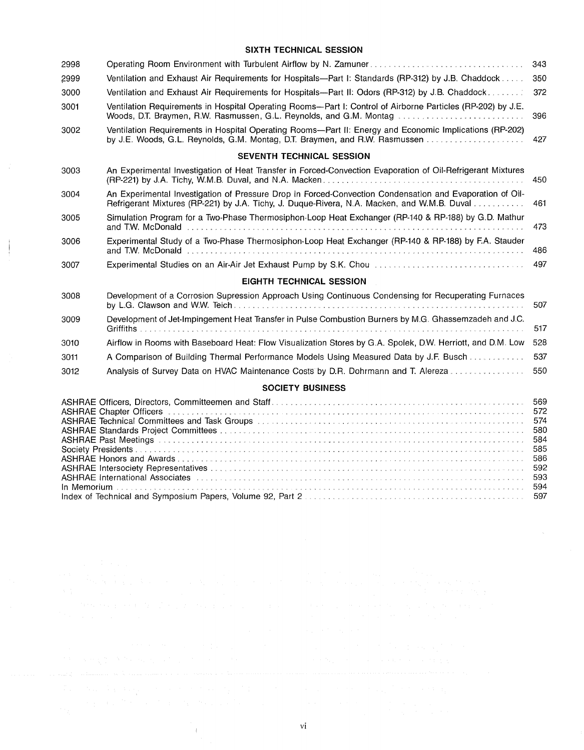## SIXTH TECHNICAL SESSION

| | | |
|---|---|---|
| 2998 | Operating Room Environment with Turbulent Airflow by N. Zamuner | 343 |
| 2999 | Ventilation and Exhaust Air Requirements for Hospitals—Part I: Standards (RP-312) by J.B. Chaddock | 350 |
| 3000 | Ventilation and Exhaust Air Requirements for Hospitals—Part II: Odors (RP-312) by J.B. Chaddock | 372 |
| 3001 | Ventilation Requirements in Hospital Operating Rooms—Part I: Control of Airborne Particles (RP-202) by J.E. Woods, D.T. Braymen, R.W. Rasmussen, G.L. Reynolds, and G.M. Montag | 396 |
| 3002 | Ventilation Requirements in Hospital Operating Rooms—Part II: Energy and Economic Implications (RP-202) by J.E. Woods, G.L. Reynolds, G.M. Montag, D.T. Braymen, and R.W. Rasmussen | 427 |

## SEVENTH TECHNICAL SESSION

| | | |
|---|---|---|
| 3003 | An Experimental Investigation of Heat Transfer in Forced-Convection Evaporation of Oil-Refrigerant Mixtures (RP-221) by J.A. Tichy, W.M.B. Duval, and N.A. Macken | 450 |
| 3004 | An Experimental Investigation of Pressure Drop in Forced-Convection Condensation and Evaporation of Oil-Refrigerant Mixtures (RP-221) by J.A. Tichy, J. Duque-Rivera, N.A. Macken, and W.M.B. Duval | 461 |
| 3005 | Simulation Program for a Two-Phase Thermosiphon-Loop Heat Exchanger (RP-140 & RP-188) by G.D. Mathur and T.W. McDonald | 473 |
| 3006 | Experimental Study of a Two-Phase Thermosiphon-Loop Heat Exchanger (RP-140 & RP-188) by F.A. Stauder and T.W. McDonald | 486 |
| 3007 | Experimental Studies on an Air-Air Jet Exhaust Pump by S.K. Chou | 497 |

## EIGHTH TECHNICAL SESSION

| | | |
|---|---|---|
| 3008 | Development of a Corrosion Supression Approach Using Continuous Condensing for Recuperating Furnaces by L.G. Clawson and W.W. Teich | 507 |
| 3009 | Development of Jet-Impingement Heat Transfer in Pulse Combustion Burners by M.G. Ghassemzadeh and J.C. Griffiths | 517 |
| 3010 | Airflow in Rooms with Baseboard Heat: Flow Visualization Stores by G.A. Spolek, D.W. Herriott, and D.M. Low | 528 |
| 3011 | A Comparison of Building Thermal Performance Models Using Measured Data by J.F. Busch | 537 |
| 3012 | Analysis of Survey Data on HVAC Maintenance Costs by D.R. Dohrmann and T. Alereza | 550 |

## SOCIETY BUSINESS

| | |
|---|---|
| ASHRAE Officers, Directors, Committeemen and Staff | 569 |
| ASHRAE Chapter Officers | 572 |
| ASHRAE Technical Committees and Task Groups | 574 |
| ASHRAE Standards Project Committees | 580 |
| ASHRAE Past Meetings | 584 |
| Society Presidents | 585 |
| ASHRAE Honors and Awards | 586 |
| ASHRAE Intersociety Representatives | 592 |
| ASHRAE International Associates | 593 |
| In Memorium | 594 |
| Index of Technical and Symposium Papers, Volume 92, Part 2 | 597 |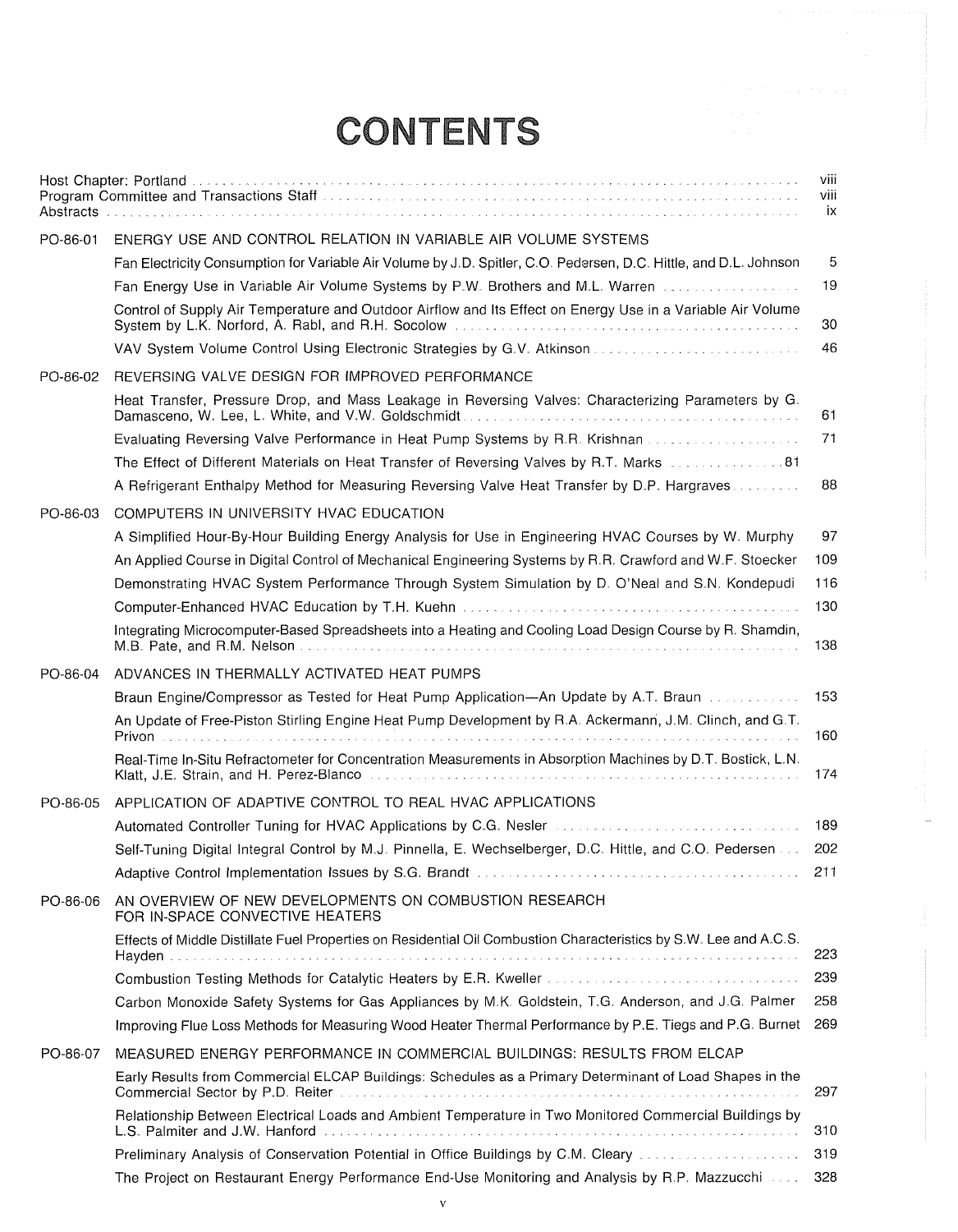# CONTENTS

Host Chapter: Portland ... viii
Program Committee and Transactions Staff ... viii
Abstracts ... ix

**PO-86-01 ENERGY USE AND CONTROL RELATION IN VARIABLE AIR VOLUME SYSTEMS**

- Fan Electricity Consumption for Variable Air Volume by J.D. Spitler, C.O. Pedersen, D.C. Hittle, and D.L. Johnson ... 5
- Fan Energy Use in Variable Air Volume Systems by P.W. Brothers and M.L. Warren ... 19
- Control of Supply Air Temperature and Outdoor Airflow and Its Effect on Energy Use in a Variable Air Volume System by L.K. Norford, A. Rabl, and R.H. Socolow ... 30
- VAV System Volume Control Using Electronic Strategies by G.V. Atkinson ... 46

**PO-86-02 REVERSING VALVE DESIGN FOR IMPROVED PERFORMANCE**

- Heat Transfer, Pressure Drop, and Mass Leakage in Reversing Valves: Characterizing Parameters by G. Damasceno, W. Lee, L. White, and V.W. Goldschmidt ... 61
- Evaluating Reversing Valve Performance in Heat Pump Systems by R.R. Krishnan ... 71
- The Effect of Different Materials on Heat Transfer of Reversing Valves by R.T. Marks ... 81
- A Refrigerant Enthalpy Method for Measuring Reversing Valve Heat Transfer by D.P. Hargraves ... 88

**PO-86-03 COMPUTERS IN UNIVERSITY HVAC EDUCATION**

- A Simplified Hour-By-Hour Building Energy Analysis for Use in Engineering HVAC Courses by W. Murphy ... 97
- An Applied Course in Digital Control of Mechanical Engineering Systems by R.R. Crawford and W.F. Stoecker ... 109
- Demonstrating HVAC System Performance Through System Simulation by D. O'Neal and S.N. Kondepudi ... 116
- Computer-Enhanced HVAC Education by T.H. Kuehn ... 130
- Integrating Microcomputer-Based Spreadsheets into a Heating and Cooling Load Design Course by R. Shamdin, M.B. Pate, and R.M. Nelson ... 138

**PO-86-04 ADVANCES IN THERMALLY ACTIVATED HEAT PUMPS**

- Braun Engine/Compressor as Tested for Heat Pump Application—An Update by A.T. Braun ... 153
- An Update of Free-Piston Stirling Engine Heat Pump Development by R.A. Ackermann, J.M. Clinch, and G.T. Privon ... 160
- Real-Time In-Situ Refractometer for Concentration Measurements in Absorption Machines by D.T. Bostick, L.N. Klatt, J.E. Strain, and H. Perez-Blanco ... 174

**PO-86-05 APPLICATION OF ADAPTIVE CONTROL TO REAL HVAC APPLICATIONS**

- Automated Controller Tuning for HVAC Applications by C.G. Nesler ... 189
- Self-Tuning Digital Integral Control by M.J. Pinnella, E. Wechselberger, D.C. Hittle, and C.O. Pedersen ... 202
- Adaptive Control Implementation Issues by S.G. Brandt ... 211

**PO-86-06 AN OVERVIEW OF NEW DEVELOPMENTS ON COMBUSTION RESEARCH FOR IN-SPACE CONVECTIVE HEATERS**

- Effects of Middle Distillate Fuel Properties on Residential Oil Combustion Characteristics by S.W. Lee and A.C.S. Hayden ... 223
- Combustion Testing Methods for Catalytic Heaters by E.R. Kweller ... 239
- Carbon Monoxide Safety Systems for Gas Appliances by M.K. Goldstein, T.G. Anderson, and J.G. Palmer ... 258
- Improving Flue Loss Methods for Measuring Wood Heater Thermal Performance by P.E. Tiegs and P.G. Burnet ... 269

**PO-86-07 MEASURED ENERGY PERFORMANCE IN COMMERCIAL BUILDINGS: RESULTS FROM ELCAP**

- Early Results from Commercial ELCAP Buildings: Schedules as a Primary Determinant of Load Shapes in the Commercial Sector by P.D. Reiter ... 297
- Relationship Between Electrical Loads and Ambient Temperature in Two Monitored Commercial Buildings by L.S. Palmiter and J.W. Hanford ... 310
- Preliminary Analysis of Conservation Potential in Office Buildings by C.M. Cleary ... 319
- The Project on Restaurant Energy Performance End-Use Monitoring and Analysis by R.P. Mazzucchi ... 328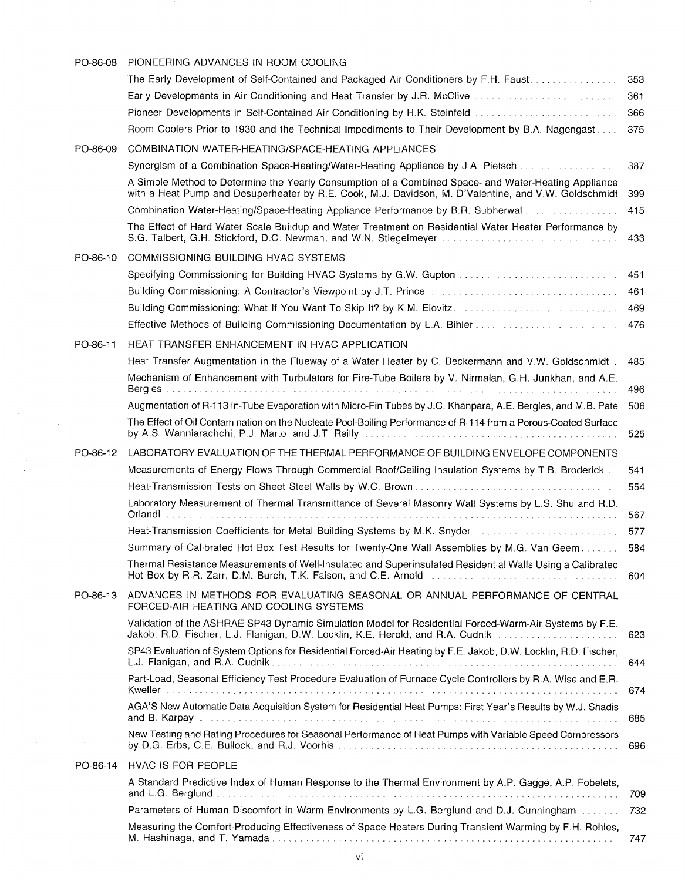## PO-86-08 PIONEERING ADVANCES IN ROOM COOLING

The Early Development of Self-Contained and Packaged Air Conditioners by F.H. Faust ........ 353

Early Developments in Air Conditioning and Heat Transfer by J.R. McClive ........ 361

Pioneer Developments in Self-Contained Air Conditioning by H.K. Steinfeld ........ 366

Room Coolers Prior to 1930 and the Technical Impediments to Their Development by B.A. Nagengast ........ 375

## PO-86-09 COMBINATION WATER-HEATING/SPACE-HEATING APPLIANCES

Synergism of a Combination Space-Heating/Water-Heating Appliance by J.A. Pietsch ........ 387

A Simple Method to Determine the Yearly Consumption of a Combined Space- and Water-Heating Appliance with a Heat Pump and Desuperheater by R.E. Cook, M.J. Davidson, M. D'Valentine, and V.W. Goldschmidt 399

Combination Water-Heating/Space-Heating Appliance Performance by B.R. Subherwal ........ 415

The Effect of Hard Water Scale Buildup and Water Treatment on Residential Water Heater Performance by S.G. Talbert, G.H. Stickford, D.C. Newman, and W.N. Stiegelmeyer ........ 433

## PO-86-10 COMMISSIONING BUILDING HVAC SYSTEMS

Specifying Commissioning for Building HVAC Systems by G.W. Gupton ........ 451

Building Commissioning: A Contractor's Viewpoint by J.T. Prince ........ 461

Building Commissioning: What If You Want To Skip It? by K.M. Elovitz ........ 469

Effective Methods of Building Commissioning Documentation by L.A. Bihler ........ 476

## PO-86-11 HEAT TRANSFER ENHANCEMENT IN HVAC APPLICATION

Heat Transfer Augmentation in the Flueway of a Water Heater by C. Beckermann and V.W. Goldschmidt . 485

Mechanism of Enhancement with Turbulators for Fire-Tube Boilers by V. Nirmalan, G.H. Junkhan, and A.E. Bergles ........ 496

Augmentation of R-113 In-Tube Evaporation with Micro-Fin Tubes by J.C. Khanpara, A.E. Bergles, and M.B. Pate 506

The Effect of Oil Contamination on the Nucleate Pool-Boiling Performance of R-114 from a Porous-Coated Surface by A.S. Wanniarachchi, P.J. Marto, and J.T. Reilly ........ 525

## PO-86-12 LABORATORY EVALUATION OF THE THERMAL PERFORMANCE OF BUILDING ENVELOPE COMPONENTS

Measurements of Energy Flows Through Commercial Roof/Ceiling Insulation Systems by T.B. Broderick .. 541

Heat-Transmission Tests on Sheet Steel Walls by W.C. Brown ........ 554

Laboratory Measurement of Thermal Transmittance of Several Masonry Wall Systems by L.S. Shu and R.D. Orlandi ........ 567

Heat-Transmission Coefficients for Metal Building Systems by M.K. Snyder ........ 577

Summary of Calibrated Hot Box Test Results for Twenty-One Wall Assemblies by M.G. Van Geem ........ 584

Thermal Resistance Measurements of Well-Insulated and Superinsulated Residential Walls Using a Calibrated Hot Box by R.R. Zarr, D.M. Burch, T.K. Faison, and C.E. Arnold ........ 604

## PO-86-13 ADVANCES IN METHODS FOR EVALUATING SEASONAL OR ANNUAL PERFORMANCE OF CENTRAL FORCED-AIR HEATING AND COOLING SYSTEMS

Validation of the ASHRAE SP43 Dynamic Simulation Model for Residential Forced-Warm-Air Systems by F.E. Jakob, R.D. Fischer, L.J. Flanigan, D.W. Locklin, K.E. Herold, and R.A. Cudnik ........ 623

SP43 Evaluation of System Options for Residential Forced-Air Heating by F.E. Jakob, D.W. Locklin, R.D. Fischer, L.J. Flanigan, and R.A. Cudnik ........ 644

Part-Load, Seasonal Efficiency Test Procedure Evaluation of Furnace Cycle Controllers by R.A. Wise and E.R. Kweller ........ 674

AGA'S New Automatic Data Acquisition System for Residential Heat Pumps: First Year's Results by W.J. Shadis and B. Karpay ........ 685

New Testing and Rating Procedures for Seasonal Performance of Heat Pumps with Variable Speed Compressors by D.G. Erbs, C.E. Bullock, and R.J. Voorhis ........ 696

## PO-86-14 HVAC IS FOR PEOPLE

A Standard Predictive Index of Human Response to the Thermal Environment by A.P. Gagge, A.P. Fobelets, and L.G. Berglund ........ 709

Parameters of Human Discomfort in Warm Environments by L.G. Berglund and D.J. Cunningham ........ 732

Measuring the Comfort-Producing Effectiveness of Space Heaters During Transient Warming by F.H. Rohles, M. Hashinaga, and T. Yamada ........ 747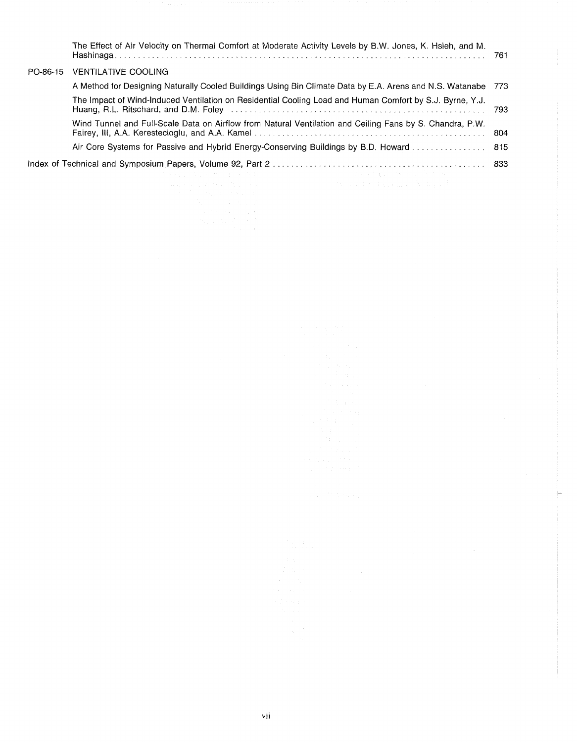The Effect of Air Velocity on Thermal Comfort at Moderate Activity Levels by B.W. Jones, K. Hsieh, and M. Hashinaga ........ 761

PO-86-15 VENTILATIVE COOLING

A Method for Designing Naturally Cooled Buildings Using Bin Climate Data by E.A. Arens and N.S. Watanabe 773

The Impact of Wind-Induced Ventilation on Residential Cooling Load and Human Comfort by S.J. Byrne, Y.J. Huang, R.L. Ritschard, and D.M. Foley ........ 793

Wind Tunnel and Full-Scale Data on Airflow from Natural Ventilation and Ceiling Fans by S. Chandra, P.W. Fairey, III, A.A. Kerestecioglu, and A.A. Kamel ........ 804

Air Core Systems for Passive and Hybrid Energy-Conserving Buildings by B.D. Howard ........ 815

Index of Technical and Symposium Papers, Volume 92, Part 2 ........ 833